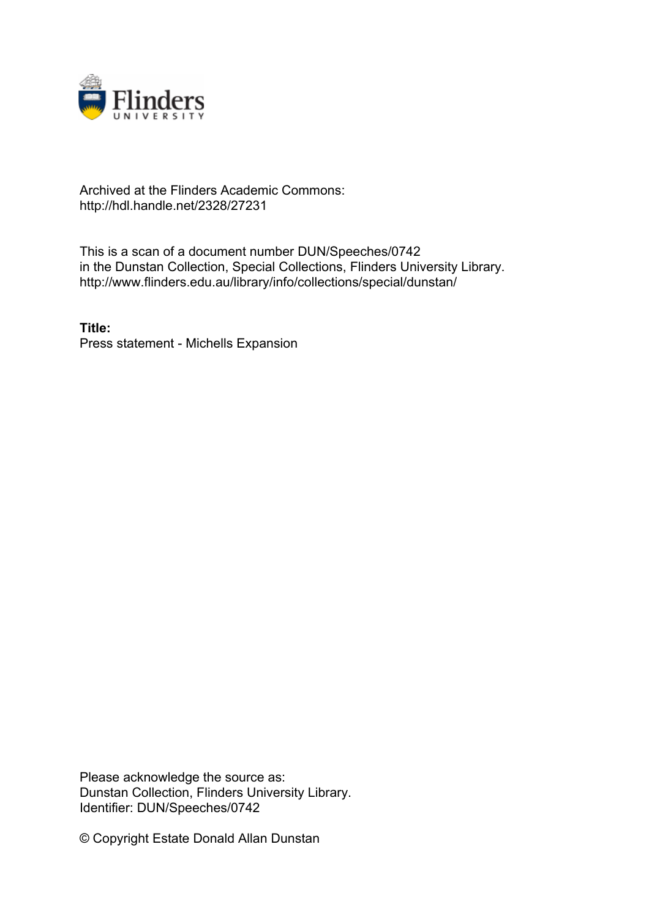Archived at the Flinders Academic Commons:
http://hdl.handle.net/2328/27231

This is a scan of a document number DUN/Speeches/0742
in the Dunstan Collection, Special Collections, Flinders University Library.
http://www.flinders.edu.au/library/info/collections/special/dunstan/

**Title:**
Press statement - Michells Expansion

Please acknowledge the source as:
Dunstan Collection, Flinders University Library.
Identifier: DUN/Speeches/0742

© Copyright Estate Donald Allan Dunstan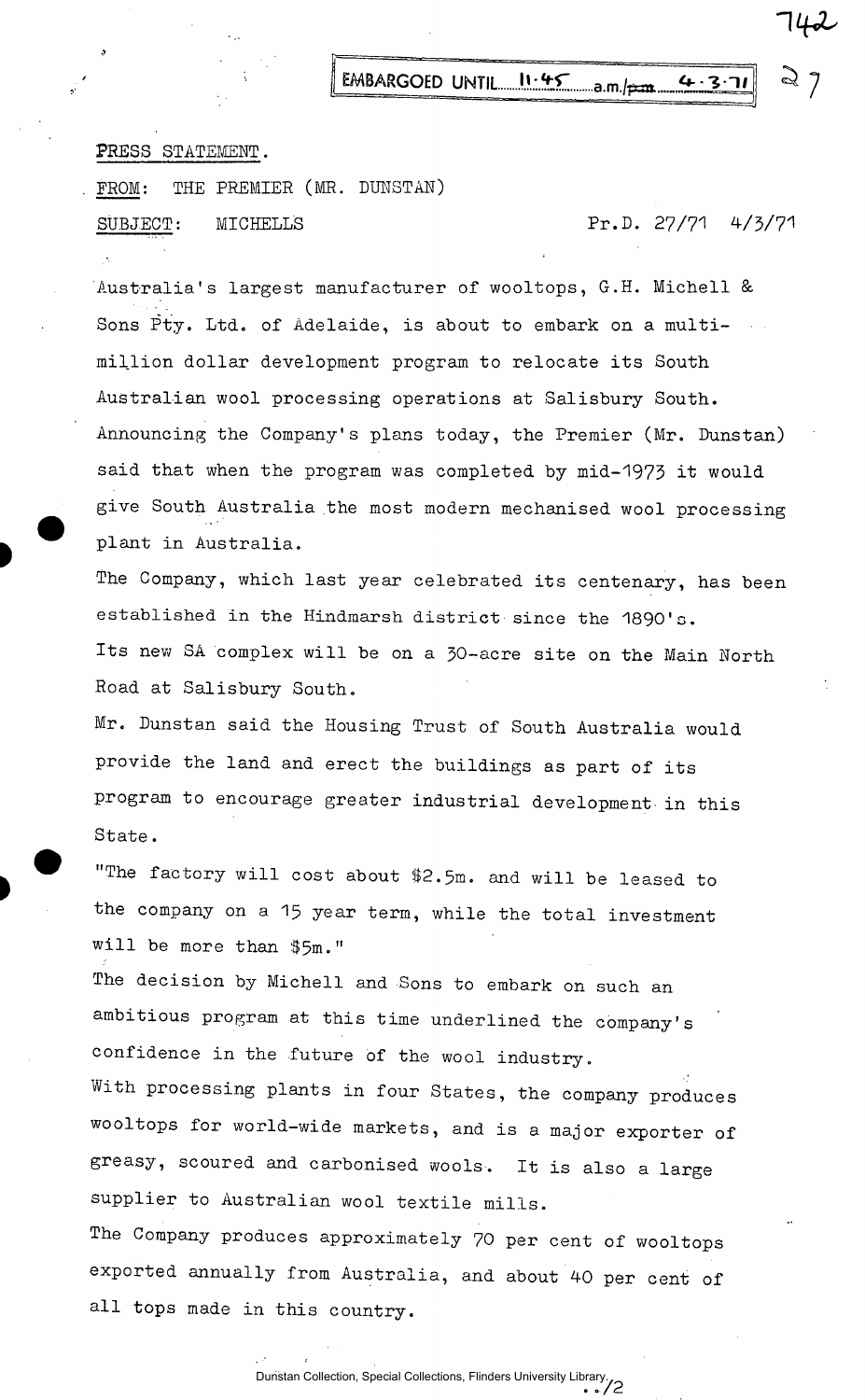EMBARGOED UNTIL 11.45 a.m. 4.3.71

PRESS STATEMENT.

FROM: THE PREMIER (MR. DUNSTAN)

SUBJECT: MICHELLS Pr.D. 27/71 4/3/71

Australia's largest manufacturer of wooltops, G.H. Michell & Sons Pty. Ltd. of Adelaide, is about to embark on a multi-million dollar development program to relocate its South Australian wool processing operations at Salisbury South. Announcing the Company's plans today, the Premier (Mr. Dunstan) said that when the program was completed by mid-1973 it would give South Australia the most modern mechanised wool processing plant in Australia.

The Company, which last year celebrated its centenary, has been established in the Hindmarsh district since the 1890's.

Its new SA complex will be on a 30-acre site on the Main North Road at Salisbury South.

Mr. Dunstan said the Housing Trust of South Australia would provide the land and erect the buildings as part of its program to encourage greater industrial development in this State.

"The factory will cost about $2.5m. and will be leased to the company on a 15 year term, while the total investment will be more than $5m."

The decision by Michell and Sons to embark on such an ambitious program at this time underlined the company's confidence in the future of the wool industry.

With processing plants in four States, the company produces wooltops for world-wide markets, and is a major exporter of greasy, scoured and carbonised wools. It is also a large supplier to Australian wool textile mills.

The Company produces approximately 70 per cent of wooltops exported annually from Australia, and about 40 per cent of all tops made in this country.

../2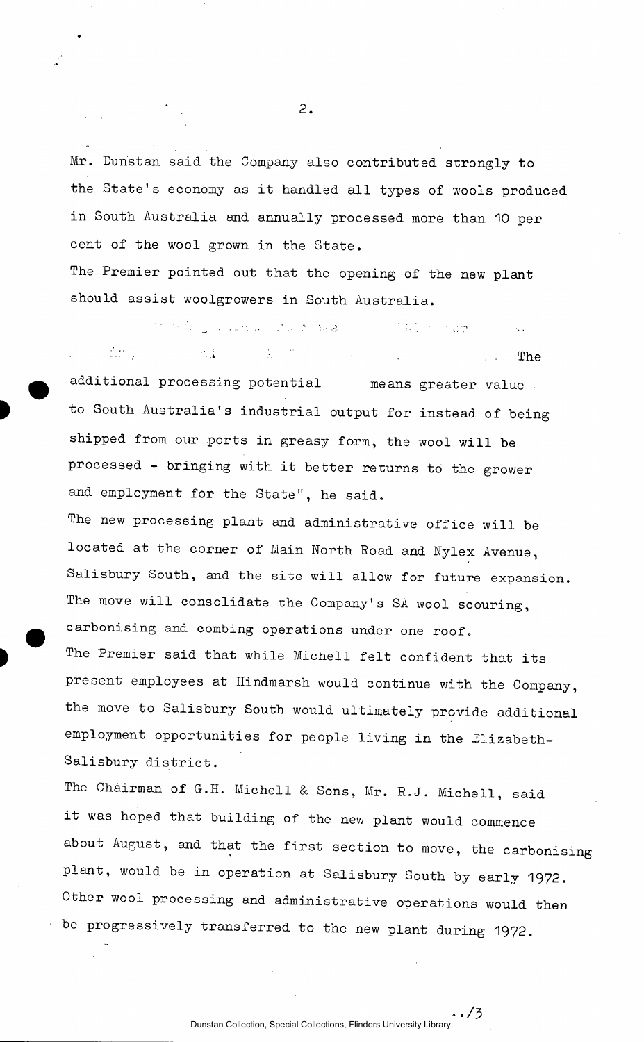Mr. Dunstan said the Company also contributed strongly to the State's economy as it handled all types of wools produced in South Australia and annually processed more than 10 per cent of the wool grown in the State.

The Premier pointed out that the opening of the new plant should assist woolgrowers in South Australia.

The additional processing potential means greater value to South Australia's industrial output for instead of being shipped from our ports in greasy form, the wool will be processed - bringing with it better returns to the grower and employment for the State", he said.

The new processing plant and administrative office will be located at the corner of Main North Road and Nylex Avenue, Salisbury South, and the site will allow for future expansion. The move will consolidate the Company's SA wool scouring, carbonising and combing operations under one roof.

The Premier said that while Michell felt confident that its present employees at Hindmarsh would continue with the Company, the move to Salisbury South would ultimately provide additional employment opportunities for people living in the Elizabeth-Salisbury district.

The Chairman of G.H. Michell & Sons, Mr. R.J. Michell, said it was hoped that building of the new plant would commence about August, and that the first section to move, the carbonising plant, would be in operation at Salisbury South by early 1972. Other wool processing and administrative operations would then be progressively transferred to the new plant during 1972.

../3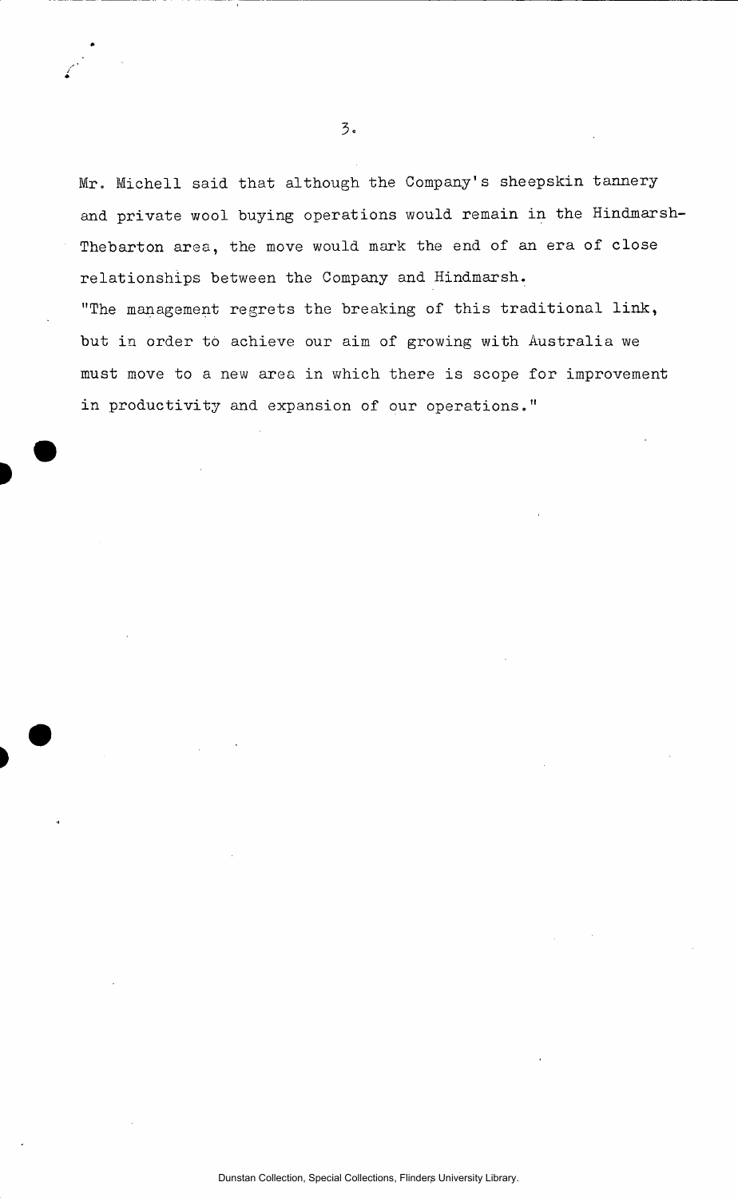Mr. Michell said that although the Company's sheepskin tannery and private wool buying operations would remain in the Hindmarsh-Thebarton area, the move would mark the end of an era of close relationships between the Company and Hindmarsh.

"The management regrets the breaking of this traditional link, but in order to achieve our aim of growing with Australia we must move to a new area in which there is scope for improvement in productivity and expansion of our operations."

Dunstan Collection, Special Collections, Flinders University Library.